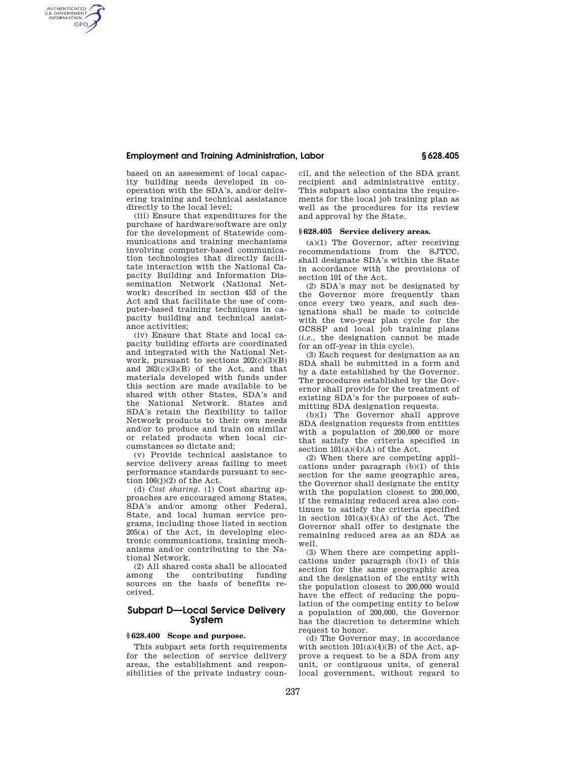based on an assessment of local capacity building needs developed in cooperation with the SDA's, and/or delivering training and technical assistance directly to the local level;

(iii) Ensure that expenditures for the purchase of hardware/software are only for the development of Statewide communications and training mechanisms involving computer-based communication technologies that directly facilitate interaction with the National Capacity Building and Information Dissemination Network (National Network) described in section 453 of the Act and that facilitate the use of computer-based training techniques in capacity building and technical assistance activities;

(iv) Ensure that State and local capacity building efforts are coordinated and integrated with the National Network, pursuant to sections 202(c)(3)(B) and 262(c)(3)(B) of the Act, and that materials developed with funds under this section are made available to be shared with other States, SDA's and the National Network. States and SDA's retain the flexibility to tailor Network products to their own needs and/or to produce and train on similar or related products when local circumstances so dictate and;

(v) Provide technical assistance to service delivery areas failing to meet performance standards pursuant to section 106(j)(2) of the Act.

(d) *Cost sharing.* (1) Cost sharing approaches are encouraged among States, SDA's and/or among other Federal, State, and local human service programs, including those listed in section 205(a) of the Act, in developing electronic communications, training mechanisms and/or contributing to the National Network.

(2) All shared costs shall be allocated among the contributing funding sources on the basis of benefits received.

## Subpart D—Local Service Delivery System

### § 628.400 Scope and purpose.

This subpart sets forth requirements for the selection of service delivery areas, the establishment and responsibilities of the private industry council, and the selection of the SDA grant recipient and administrative entity. This subpart also contains the requirements for the local job training plan as well as the procedures for its review and approval by the State.

### § 628.405 Service delivery areas.

(a)(1) The Governor, after receiving recommendations from the SJTCC, shall designate SDA's within the State in accordance with the provisions of section 101 of the Act.

(2) SDA's may not be designated by the Governor more frequently than once every two years, and such designations shall be made to coincide with the two-year plan cycle for the GCSSP and local job training plans (*i.e.*, the designation cannot be made for an off-year in this cycle).

(3) Each request for designation as an SDA shall be submitted in a form and by a date established by the Governor. The procedures established by the Governor shall provide for the treatment of existing SDA's for the purposes of submitting SDA designation requests.

(b)(1) The Governor shall approve SDA designation requests from entities with a population of 200,000 or more that satisfy the criteria specified in section 101(a)(4)(A) of the Act.

(2) When there are competing applications under paragraph (b)(1) of this section for the same geographic area, the Governor shall designate the entity with the population closest to 200,000, if the remaining reduced area also continues to satisfy the criteria specified in section 101(a)(4)(A) of the Act. The Governor shall offer to designate the remaining reduced area as an SDA as well.

(3) When there are competing applications under paragraph (b)(1) of this section for the same geographic area and the designation of the entity with the population closest to 200,000 would have the effect of reducing the population of the competing entity to below a population of 200,000, the Governor has the discretion to determine which request to honor.

(d) The Governor may, in accordance with section 101(a)(4)(B) of the Act, approve a request to be a SDA from any unit, or contiguous units, of general local government, without regard to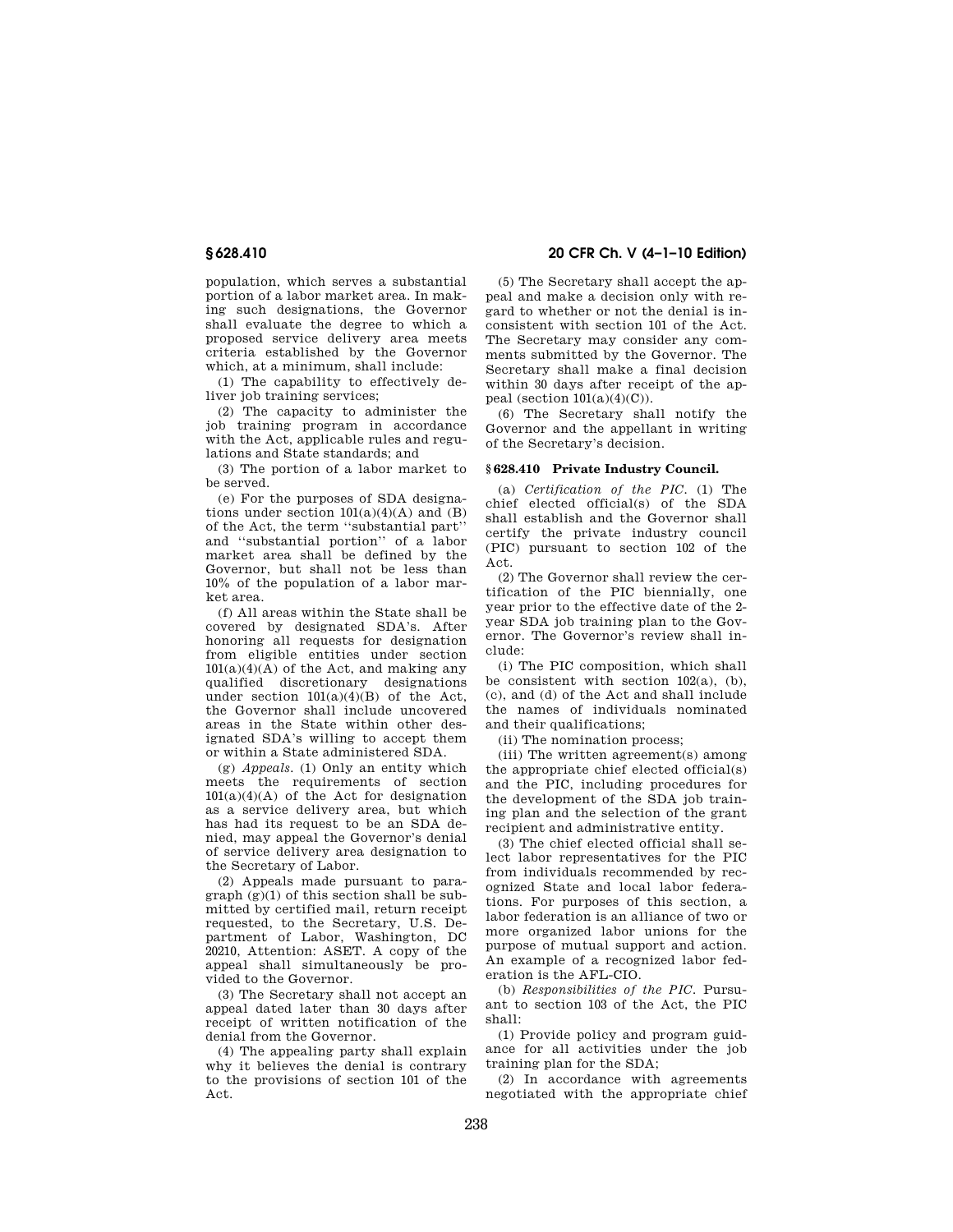population, which serves a substantial portion of a labor market area. In making such designations, the Governor shall evaluate the degree to which a proposed service delivery area meets criteria established by the Governor which, at a minimum, shall include:

(1) The capability to effectively deliver job training services;

(2) The capacity to administer the job training program in accordance with the Act, applicable rules and regulations and State standards; and

(3) The portion of a labor market to be served.

(e) For the purposes of SDA designations under section 101(a)(4)(A) and (B) of the Act, the term ''substantial part'' and ''substantial portion'' of a labor market area shall be defined by the Governor, but shall not be less than 10% of the population of a labor market area.

(f) All areas within the State shall be covered by designated SDA's. After honoring all requests for designation from eligible entities under section 101(a)(4)(A) of the Act, and making any qualified discretionary designations under section 101(a)(4)(B) of the Act, the Governor shall include uncovered areas in the State within other designated SDA's willing to accept them or within a State administered SDA.

(g) *Appeals.* (1) Only an entity which meets the requirements of section 101(a)(4)(A) of the Act for designation as a service delivery area, but which has had its request to be an SDA denied, may appeal the Governor's denial of service delivery area designation to the Secretary of Labor.

(2) Appeals made pursuant to paragraph (g)(1) of this section shall be submitted by certified mail, return receipt requested, to the Secretary, U.S. Department of Labor, Washington, DC 20210, Attention: ASET. A copy of the appeal shall simultaneously be provided to the Governor.

(3) The Secretary shall not accept an appeal dated later than 30 days after receipt of written notification of the denial from the Governor.

(4) The appealing party shall explain why it believes the denial is contrary to the provisions of section 101 of the Act.

(5) The Secretary shall accept the appeal and make a decision only with regard to whether or not the denial is inconsistent with section 101 of the Act. The Secretary may consider any comments submitted by the Governor. The Secretary shall make a final decision within 30 days after receipt of the appeal (section 101(a)(4)(C)).

(6) The Secretary shall notify the Governor and the appellant in writing of the Secretary's decision.

## § 628.410 Private Industry Council.

(a) *Certification of the PIC.* (1) The chief elected official(s) of the SDA shall establish and the Governor shall certify the private industry council (PIC) pursuant to section 102 of the Act.

(2) The Governor shall review the certification of the PIC biennially, one year prior to the effective date of the 2-year SDA job training plan to the Governor. The Governor's review shall include:

(i) The PIC composition, which shall be consistent with section 102(a), (b), (c), and (d) of the Act and shall include the names of individuals nominated and their qualifications;

(ii) The nomination process;

(iii) The written agreement(s) among the appropriate chief elected official(s) and the PIC, including procedures for the development of the SDA job training plan and the selection of the grant recipient and administrative entity.

(3) The chief elected official shall select labor representatives for the PIC from individuals recommended by recognized State and local labor federations. For purposes of this section, a labor federation is an alliance of two or more organized labor unions for the purpose of mutual support and action. An example of a recognized labor federation is the AFL-CIO.

(b) *Responsibilities of the PIC.* Pursuant to section 103 of the Act, the PIC shall:

(1) Provide policy and program guidance for all activities under the job training plan for the SDA;

(2) In accordance with agreements negotiated with the appropriate chief